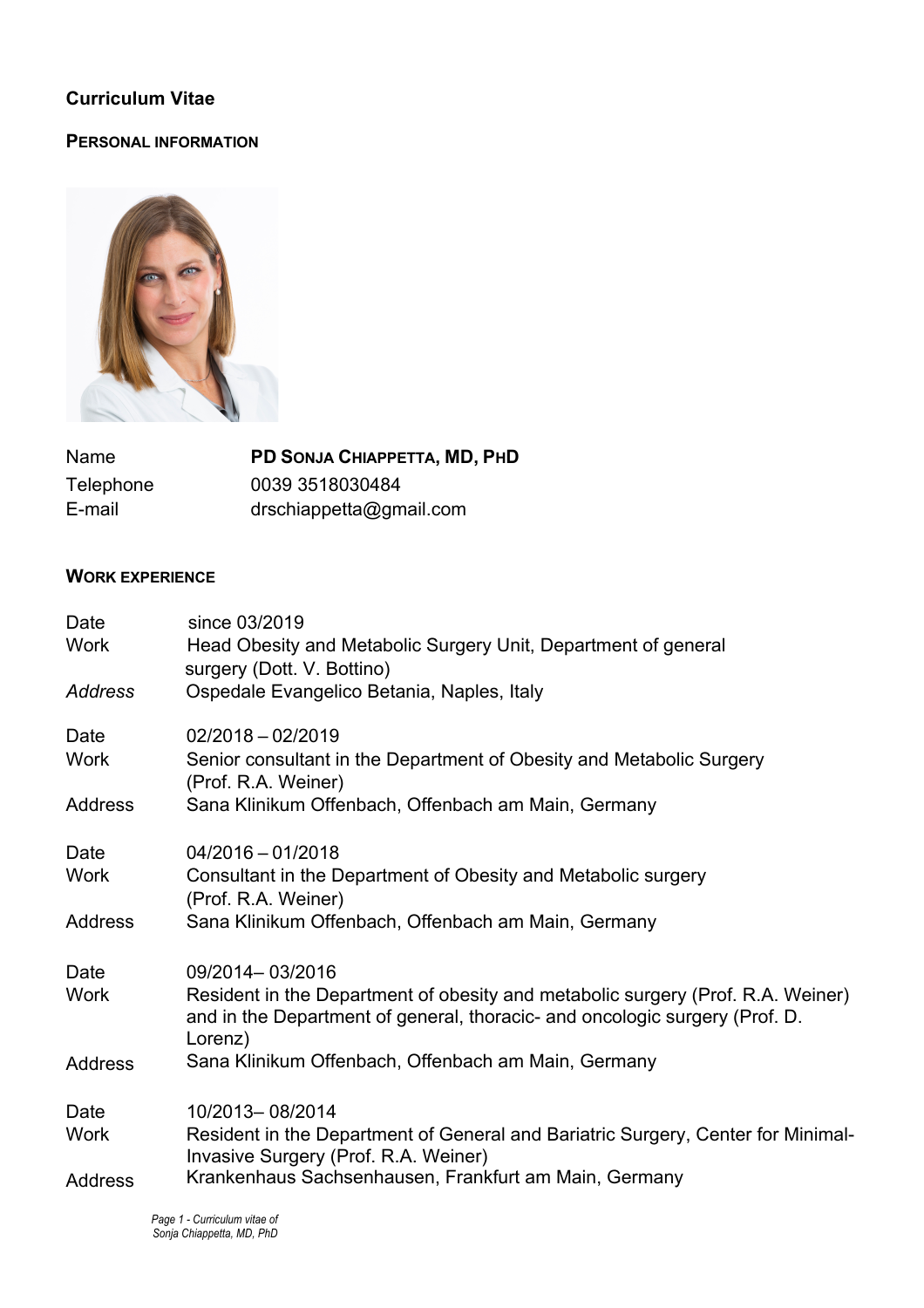# Curriculum Vitae

## Personal information

| | |
|---|---|
| Name | **PD Sonja Chiappetta, MD, PhD** |
| Telephone | 0039 3518030484 |
| E-mail | drschiappetta@gmail.com |

## Work experience

| | |
|---|---|
| Date | since 03/2019 |
| Work | Head Obesity and Metabolic Surgery Unit, Department of general surgery (Dott. V. Bottino) |
| *Address* | Ospedale Evangelico Betania, Naples, Italy |

| | |
|---|---|
| Date | 02/2018 – 02/2019 |
| Work | Senior consultant in the Department of Obesity and Metabolic Surgery (Prof. R.A. Weiner) |
| Address | Sana Klinikum Offenbach, Offenbach am Main, Germany |

| | |
|---|---|
| Date | 04/2016 – 01/2018 |
| Work | Consultant in the Department of Obesity and Metabolic surgery (Prof. R.A. Weiner) |
| Address | Sana Klinikum Offenbach, Offenbach am Main, Germany |

| | |
|---|---|
| Date | 09/2014– 03/2016 |
| Work | Resident in the Department of obesity and metabolic surgery (Prof. R.A. Weiner) and in the Department of general, thoracic- and oncologic surgery (Prof. D. Lorenz) |
| Address | Sana Klinikum Offenbach, Offenbach am Main, Germany |

| | |
|---|---|
| Date | 10/2013– 08/2014 |
| Work | Resident in the Department of General and Bariatric Surgery, Center for Minimal-Invasive Surgery (Prof. R.A. Weiner) |
| Address | Krankenhaus Sachsenhausen, Frankfurt am Main, Germany |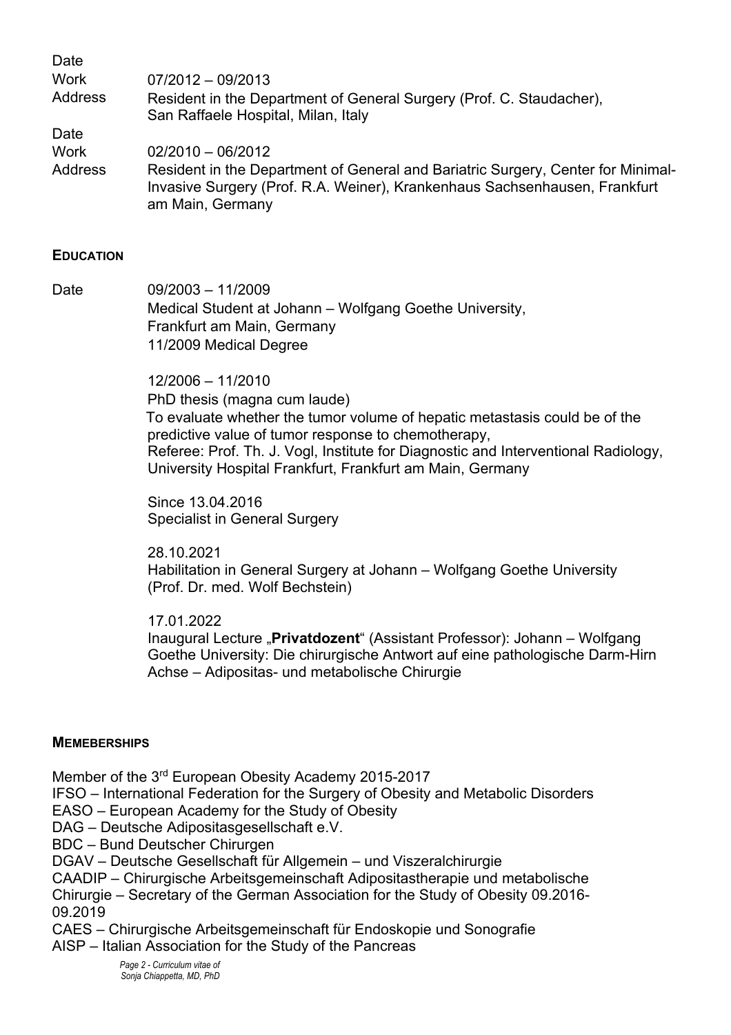Date
Work 07/2012 – 09/2013
Address Resident in the Department of General Surgery (Prof. C. Staudacher), San Raffaele Hospital, Milan, Italy

Date
Work 02/2010 – 06/2012
Address Resident in the Department of General and Bariatric Surgery, Center for Minimal-Invasive Surgery (Prof. R.A. Weiner), Krankenhaus Sachsenhausen, Frankfurt am Main, Germany

## EDUCATION

Date 09/2003 – 11/2009
Medical Student at Johann – Wolfgang Goethe University,
Frankfurt am Main, Germany
11/2009 Medical Degree

12/2006 – 11/2010
PhD thesis (magna cum laude)
To evaluate whether the tumor volume of hepatic metastasis could be of the predictive value of tumor response to chemotherapy,
Referee: Prof. Th. J. Vogl, Institute for Diagnostic and Interventional Radiology, University Hospital Frankfurt, Frankfurt am Main, Germany

Since 13.04.2016
Specialist in General Surgery

28.10.2021
Habilitation in General Surgery at Johann – Wolfgang Goethe University (Prof. Dr. med. Wolf Bechstein)

17.01.2022
Inaugural Lecture „**Privatdozent**" (Assistant Professor): Johann – Wolfgang Goethe University: Die chirurgische Antwort auf eine pathologische Darm-Hirn Achse – Adipositas- und metabolische Chirurgie

## MEMEBERSHIPS

Member of the 3rd European Obesity Academy 2015-2017
IFSO – International Federation for the Surgery of Obesity and Metabolic Disorders
EASO – European Academy for the Study of Obesity
DAG – Deutsche Adipositasgesellschaft e.V.
BDC – Bund Deutscher Chirurgen
DGAV – Deutsche Gesellschaft für Allgemein – und Viszeralchirurgie
CAADIP – Chirurgische Arbeitsgemeinschaft Adipositastherapie und metabolische Chirurgie – Secretary of the German Association for the Study of Obesity 09.2016-09.2019
CAES – Chirurgische Arbeitsgemeinschaft für Endoskopie und Sonografie
AISP – Italian Association for the Study of the Pancreas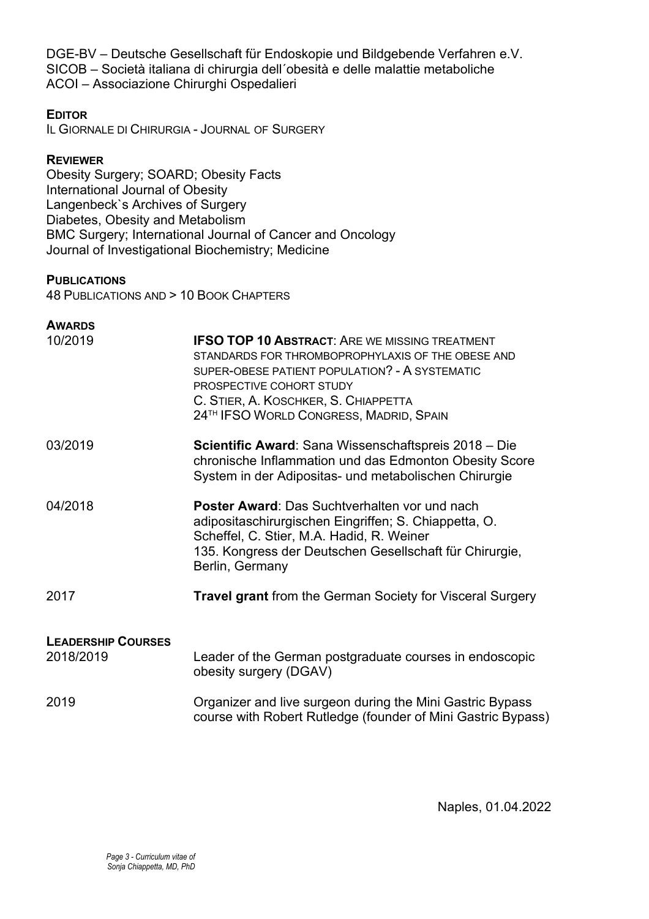DGE-BV – Deutsche Gesellschaft für Endoskopie und Bildgebende Verfahren e.V.
SICOB – Società italiana di chirurgia dell´obesità e delle malattie metaboliche
ACOI – Associazione Chirurghi Ospedalieri

**EDITOR**

IL GIORNALE DI CHIRURGIA - JOURNAL OF SURGERY

**REVIEWER**

Obesity Surgery; SOARD; Obesity Facts
International Journal of Obesity
Langenbeck`s Archives of Surgery
Diabetes, Obesity and Metabolism
BMC Surgery; International Journal of Cancer and Oncology
Journal of Investigational Biochemistry; Medicine

**PUBLICATIONS**

48 PUBLICATIONS AND > 10 BOOK CHAPTERS

**AWARDS**

| | |
|---|---|
| 10/2019 | **IFSO TOP 10 ABSTRACT**: ARE WE MISSING TREATMENT STANDARDS FOR THROMBOPROPHYLAXIS OF THE OBESE AND SUPER-OBESE PATIENT POPULATION? - A SYSTEMATIC PROSPECTIVE COHORT STUDY<br>C. STIER, A. KOSCHKER, S. CHIAPPETTA<br>24TH IFSO WORLD CONGRESS, MADRID, SPAIN |
| 03/2019 | **Scientific Award**: Sana Wissenschaftspreis 2018 – Die chronische Inflammation und das Edmonton Obesity Score System in der Adipositas- und metabolischen Chirurgie |
| 04/2018 | **Poster Award**: Das Suchtverhalten vor und nach adipositaschirurgischen Eingriffen; S. Chiappetta, O. Scheffel, C. Stier, M.A. Hadid, R. Weiner<br>135. Kongress der Deutschen Gesellschaft für Chirurgie, Berlin, Germany |
| 2017 | **Travel grant** from the German Society for Visceral Surgery |

**LEADERSHIP COURSES**

| | |
|---|---|
| 2018/2019 | Leader of the German postgraduate courses in endoscopic obesity surgery (DGAV) |
| 2019 | Organizer and live surgeon during the Mini Gastric Bypass course with Robert Rutledge (founder of Mini Gastric Bypass) |

Naples, 01.04.2022